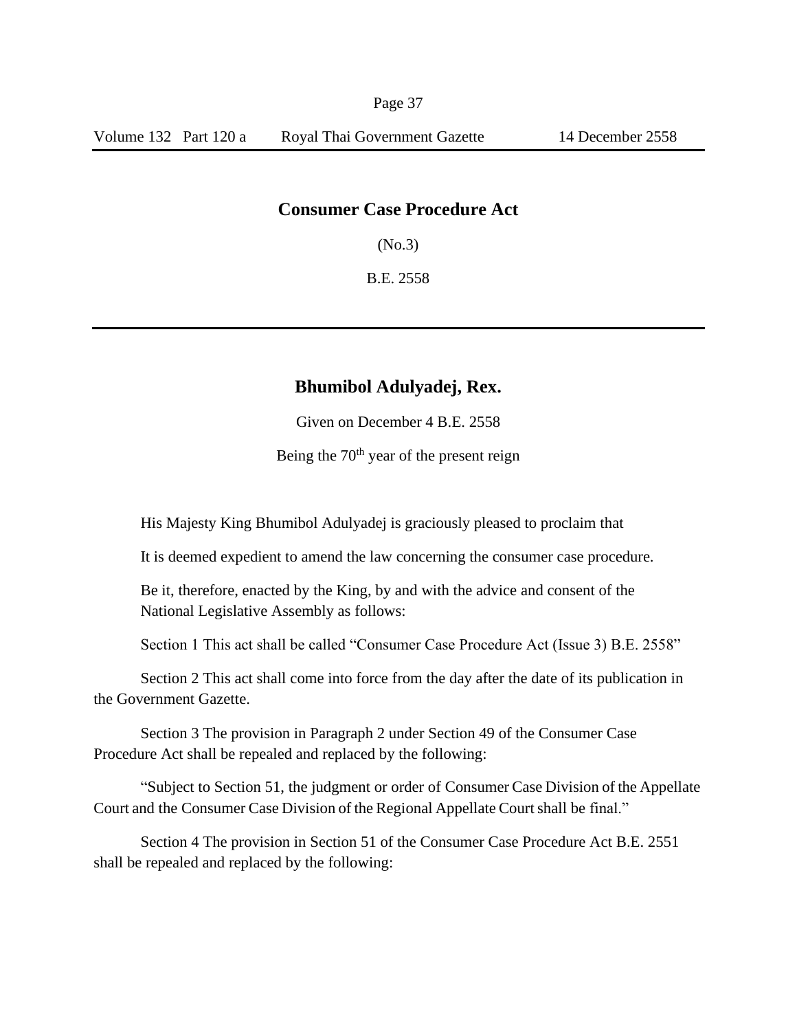# Consumer Case Procedure Act

(No.3)

B.E. 2558

---

## Bhumibol Adulyadej, Rex.

Given on December 4 B.E. 2558

Being the 70th year of the present reign

His Majesty King Bhumibol Adulyadej is graciously pleased to proclaim that

It is deemed expedient to amend the law concerning the consumer case procedure.

Be it, therefore, enacted by the King, by and with the advice and consent of the National Legislative Assembly as follows:

Section 1 This act shall be called "Consumer Case Procedure Act (Issue 3) B.E. 2558"

Section 2 This act shall come into force from the day after the date of its publication in the Government Gazette.

Section 3 The provision in Paragraph 2 under Section 49 of the Consumer Case Procedure Act shall be repealed and replaced by the following:

"Subject to Section 51, the judgment or order of Consumer Case Division of the Appellate Court and the Consumer Case Division of the Regional Appellate Court shall be final."

Section 4 The provision in Section 51 of the Consumer Case Procedure Act B.E. 2551 shall be repealed and replaced by the following: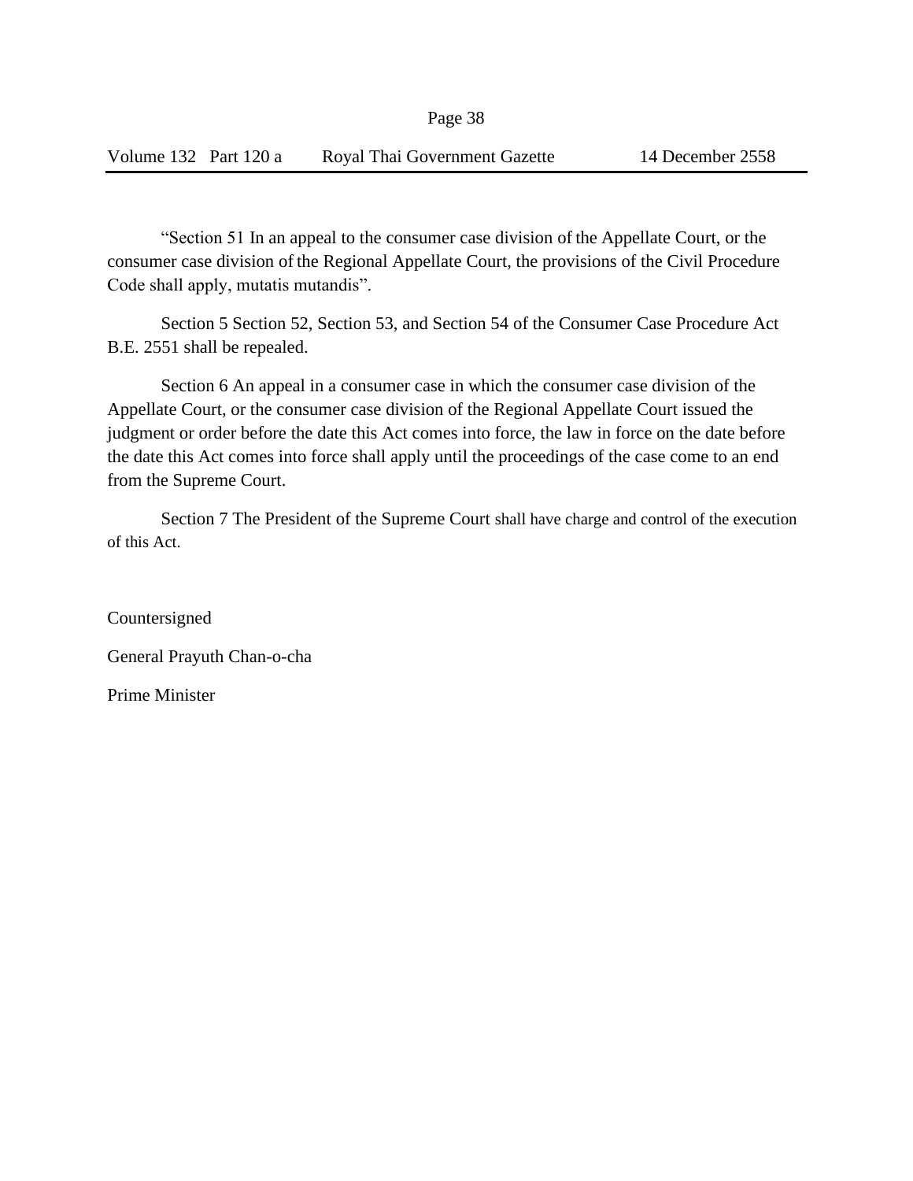“Section 51 In an appeal to the consumer case division of the Appellate Court, or the consumer case division of the Regional Appellate Court, the provisions of the Civil Procedure Code shall apply, mutatis mutandis”.

Section 5 Section 52, Section 53, and Section 54 of the Consumer Case Procedure Act B.E. 2551 shall be repealed.

Section 6 An appeal in a consumer case in which the consumer case division of the Appellate Court, or the consumer case division of the Regional Appellate Court issued the judgment or order before the date this Act comes into force, the law in force on the date before the date this Act comes into force shall apply until the proceedings of the case come to an end from the Supreme Court.

Section 7 The President of the Supreme Court shall have charge and control of the execution of this Act.

Countersigned

General Prayuth Chan-o-cha

Prime Minister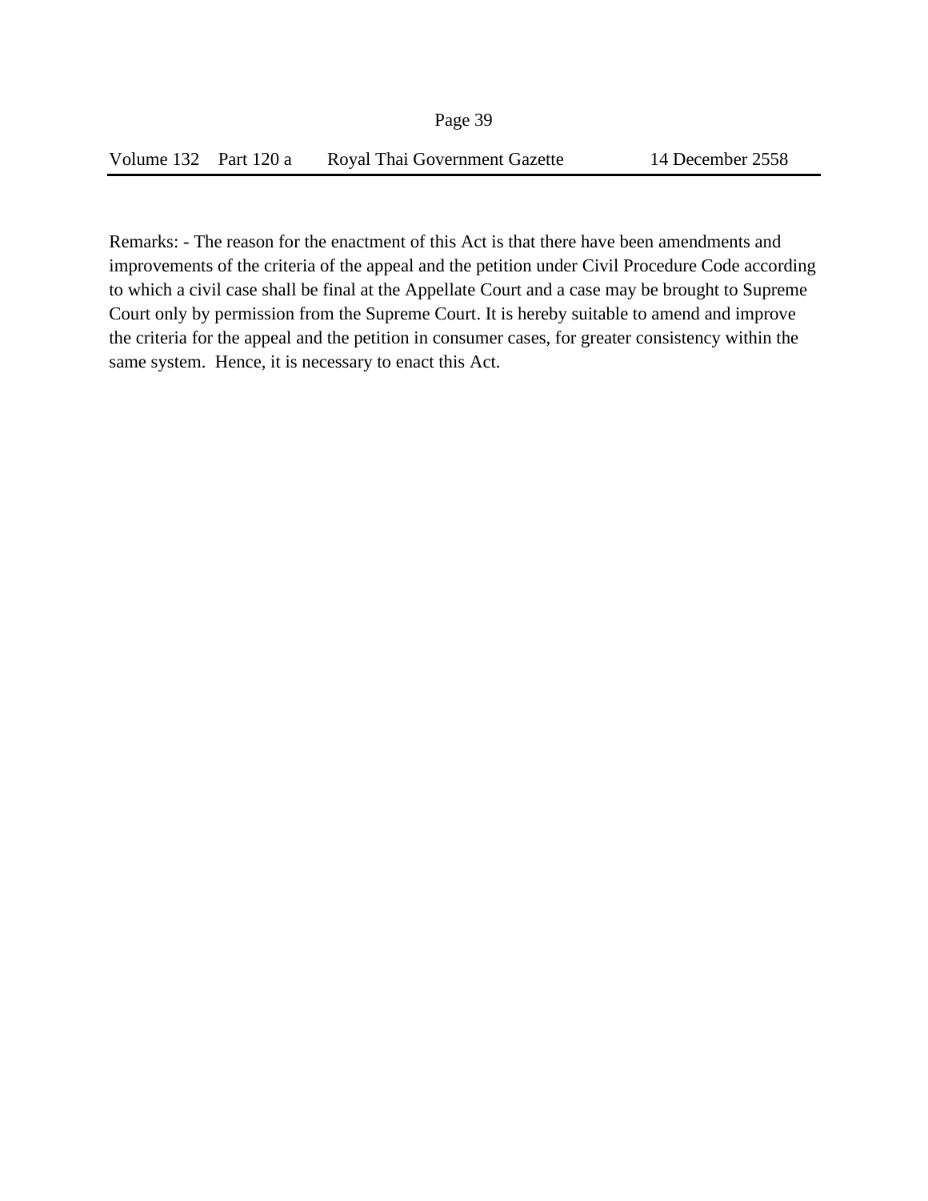Remarks: - The reason for the enactment of this Act is that there have been amendments and improvements of the criteria of the appeal and the petition under Civil Procedure Code according to which a civil case shall be final at the Appellate Court and a case may be brought to Supreme Court only by permission from the Supreme Court. It is hereby suitable to amend and improve the criteria for the appeal and the petition in consumer cases, for greater consistency within the same system. Hence, it is necessary to enact this Act.